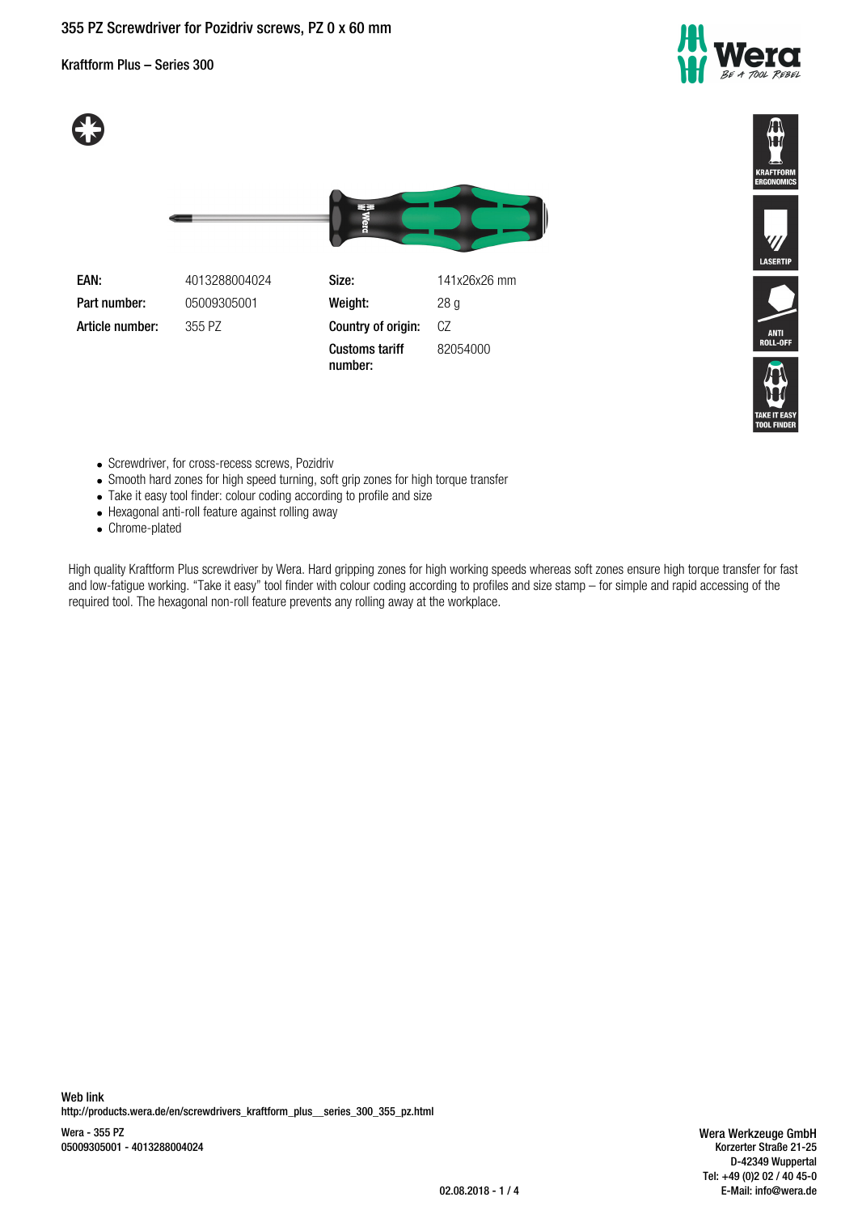# 355 PZ Screwdriver for Pozidriv screws, PZ 0 x 60 mm

Kraftform Plus – Series 300

| | | | |
|---|---|---|---|
| **EAN:** | 4013288004024 | **Size:** | 141x26x26 mm |
| **Part number:** | 05009305001 | **Weight:** | 28 g |
| **Article number:** | 355 PZ | **Country of origin:** | CZ |
| | | **Customs tariff number:** | 82054000 |

KRAFTFORM ERGONOMICS

LASERTIP

ANTI ROLL-OFF

TAKE IT EASY TOOL FINDER

- Screwdriver, for cross-recess screws, Pozidriv
- Smooth hard zones for high speed turning, soft grip zones for high torque transfer
- Take it easy tool finder: colour coding according to profile and size
- Hexagonal anti-roll feature against rolling away
- Chrome-plated

High quality Kraftform Plus screwdriver by Wera. Hard gripping zones for high working speeds whereas soft zones ensure high torque transfer for fast and low-fatigue working. "Take it easy" tool finder with colour coding according to profiles and size stamp – for simple and rapid accessing of the required tool. The hexagonal non-roll feature prevents any rolling away at the workplace.

**Web link**
http://products.wera.de/en/screwdrivers_kraftform_plus__series_300_355_pz.html

Wera - 355 PZ
05009305001 - 4013288004024

Wera Werkzeuge GmbH
Korzerter Straße 21-25
D-42349 Wuppertal
Tel: +49 (0)2 02 / 40 45-0
E-Mail: info@wera.de

02.08.2018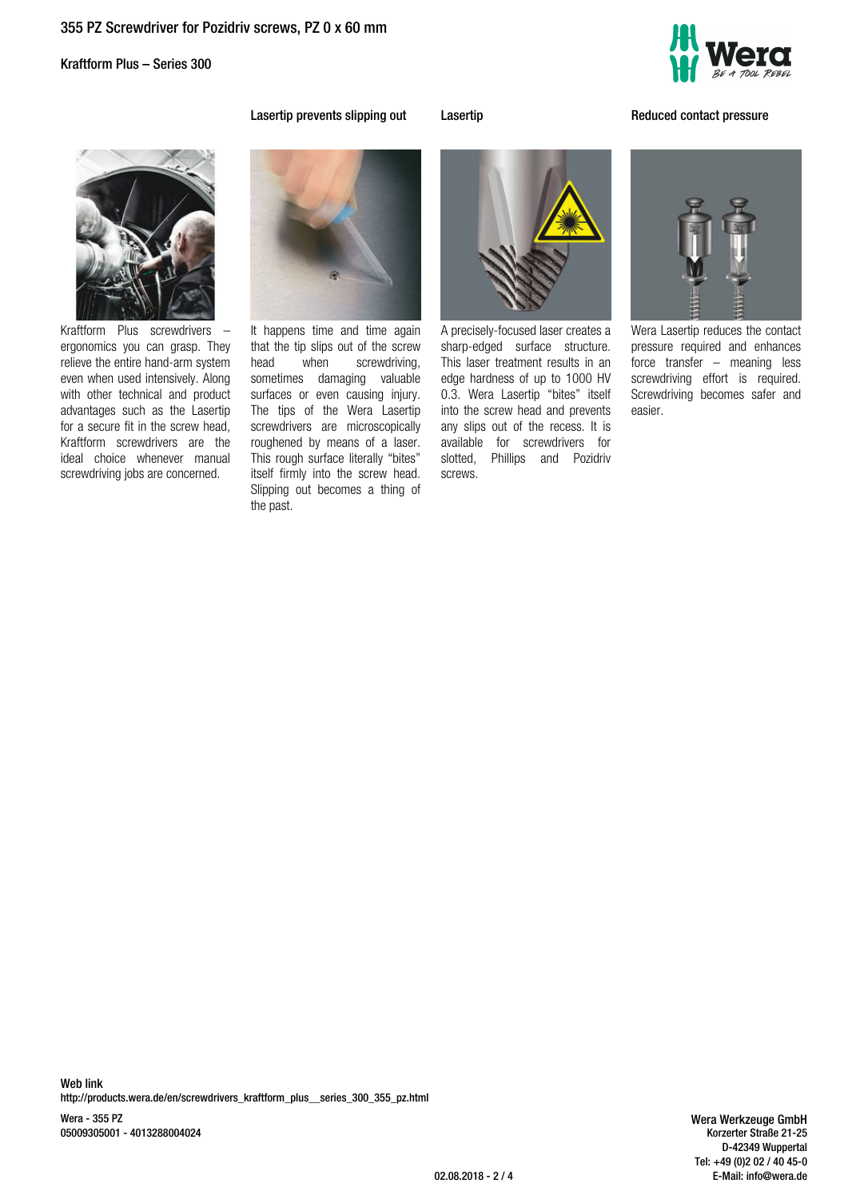Kraftform Plus screwdrivers – ergonomics you can grasp. They relieve the entire hand-arm system even when used intensively. Along with other technical and product advantages such as the Lasertip for a secure fit in the screw head, Kraftform screwdrivers are the ideal choice whenever manual screwdriving jobs are concerned.

### Lasertip prevents slipping out

It happens time and time again that the tip slips out of the screw head when screwdriving, sometimes damaging valuable surfaces or even causing injury. The tips of the Wera Lasertip screwdrivers are microscopically roughened by means of a laser. This rough surface literally "bites" itself firmly into the screw head. Slipping out becomes a thing of the past.

### Lasertip

A precisely-focused laser creates a sharp-edged surface structure. This laser treatment results in an edge hardness of up to 1000 HV 0.3. Wera Lasertip "bites" itself into the screw head and prevents any slips out of the recess. It is available for screwdrivers for slotted, Phillips and Pozidriv screws.

### Reduced contact pressure

Wera Lasertip reduces the contact pressure required and enhances force transfer – meaning less screwdriving effort is required. Screwdriving becomes safer and easier.

**Web link**
http://products.wera.de/en/screwdrivers_kraftform_plus__series_300_355_pz.html

Wera - 355 PZ
05009305001 - 4013288004024

**Wera Werkzeuge GmbH**
Korzerter Straße 21-25
D-42349 Wuppertal
Tel: +49 (0)2 02 / 40 45-0
E-Mail: info@wera.de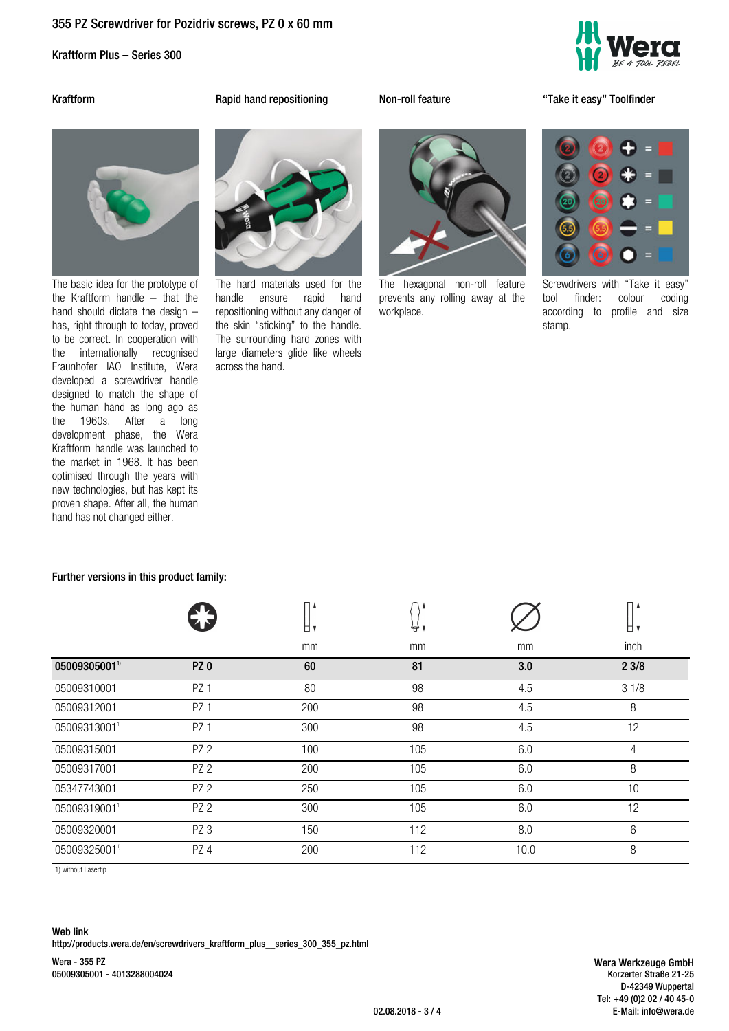# 355 PZ Screwdriver for Pozidriv screws, PZ 0 x 60 mm

Kraftform Plus – Series 300

### Kraftform

The basic idea for the prototype of the Kraftform handle – that the hand should dictate the design – has, right through to today, proved to be correct. In cooperation with the internationally recognised Fraunhofer IAO Institute, Wera developed a screwdriver handle designed to match the shape of the human hand as long ago as the 1960s. After a long development phase, the Wera Kraftform handle was launched to the market in 1968. It has been optimised through the years with new technologies, but has kept its proven shape. After all, the human hand has not changed either.

### Rapid hand repositioning

The hard materials used for the handle ensure rapid hand repositioning without any danger of the skin "sticking" to the handle. The surrounding hard zones with large diameters glide like wheels across the hand.

### Non-roll feature

The hexagonal non-roll feature prevents any rolling away at the workplace.

### "Take it easy" Toolfinder

Screwdrivers with "Take it easy" tool finder: colour coding according to profile and size stamp.

### Further versions in this product family:

| | | mm | mm | mm | inch |
|---|---|---|---|---|---|
| **05009305001[1)]** | **PZ 0** | **60** | **81** | **3.0** | **2 3/8** |
| 05009310001 | PZ 1 | 80 | 98 | 4.5 | 3 1/8 |
| 05009312001 | PZ 1 | 200 | 98 | 4.5 | 8 |
| 05009313001[1)] | PZ 1 | 300 | 98 | 4.5 | 12 |
| 05009315001 | PZ 2 | 100 | 105 | 6.0 | 4 |
| 05009317001 | PZ 2 | 200 | 105 | 6.0 | 8 |
| 05347743001 | PZ 2 | 250 | 105 | 6.0 | 10 |
| 05009319001[1)] | PZ 2 | 300 | 105 | 6.0 | 12 |
| 05009320001 | PZ 3 | 150 | 112 | 8.0 | 6 |
| 05009325001[1)] | PZ 4 | 200 | 112 | 10.0 | 8 |

1) without Lasertip

**Web link**
http://products.wera.de/en/screwdrivers_kraftform_plus__series_300_355_pz.html

**Wera - 355 PZ**
**05009305001 - 4013288004024**

**Wera Werkzeuge GmbH**
Korzerter Straße 21-25
D-42349 Wuppertal
Tel: +49 (0)2 02 / 40 45-0
E-Mail: info@wera.de

02.08.2018